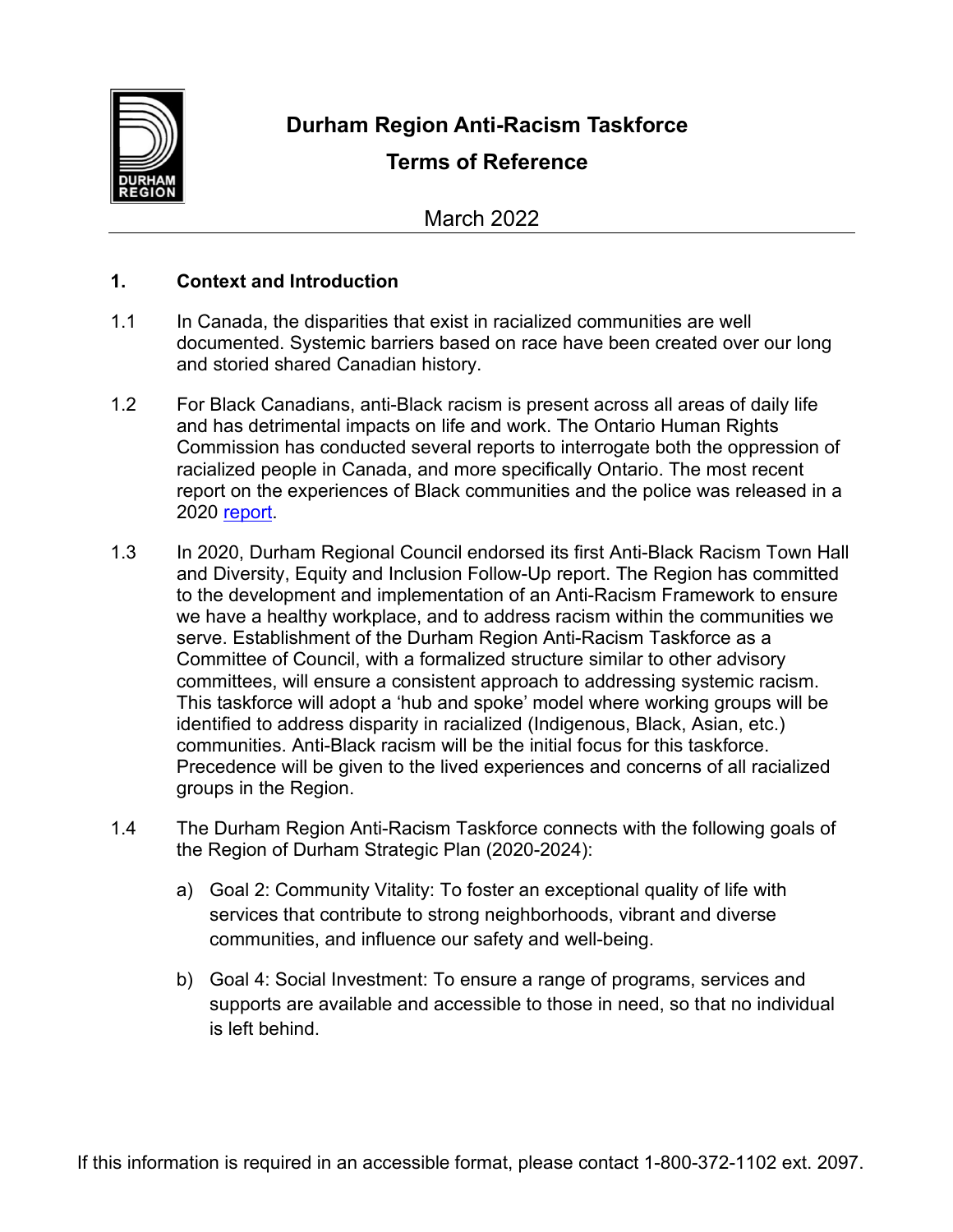# Durham Region Anti-Racism Taskforce

## Terms of Reference

March 2022

### 1. Context and Introduction

1.1 In Canada, the disparities that exist in racialized communities are well documented. Systemic barriers based on race have been created over our long and storied shared Canadian history.

1.2 For Black Canadians, anti-Black racism is present across all areas of daily life and has detrimental impacts on life and work. The Ontario Human Rights Commission has conducted several reports to interrogate both the oppression of racialized people in Canada, and more specifically Ontario. The most recent report on the experiences of Black communities and the police was released in a 2020 report.

1.3 In 2020, Durham Regional Council endorsed its first Anti-Black Racism Town Hall and Diversity, Equity and Inclusion Follow-Up report. The Region has committed to the development and implementation of an Anti-Racism Framework to ensure we have a healthy workplace, and to address racism within the communities we serve. Establishment of the Durham Region Anti-Racism Taskforce as a Committee of Council, with a formalized structure similar to other advisory committees, will ensure a consistent approach to addressing systemic racism. This taskforce will adopt a 'hub and spoke' model where working groups will be identified to address disparity in racialized (Indigenous, Black, Asian, etc.) communities. Anti-Black racism will be the initial focus for this taskforce. Precedence will be given to the lived experiences and concerns of all racialized groups in the Region.

1.4 The Durham Region Anti-Racism Taskforce connects with the following goals of the Region of Durham Strategic Plan (2020-2024):

a) Goal 2: Community Vitality: To foster an exceptional quality of life with services that contribute to strong neighborhoods, vibrant and diverse communities, and influence our safety and well-being.

b) Goal 4: Social Investment: To ensure a range of programs, services and supports are available and accessible to those in need, so that no individual is left behind.

If this information is required in an accessible format, please contact 1-800-372-1102 ext. 2097.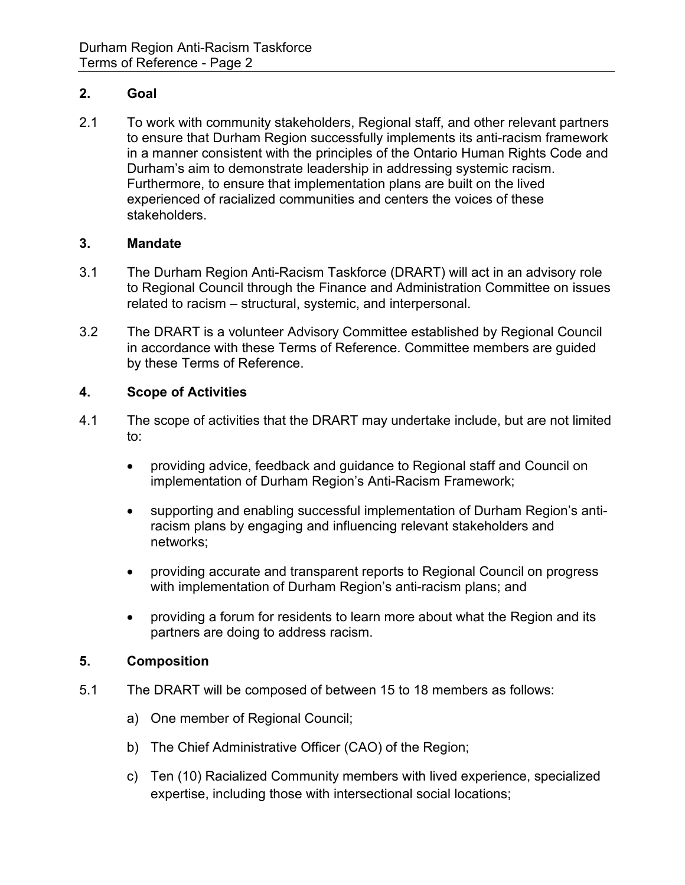## 2. Goal

2.1 To work with community stakeholders, Regional staff, and other relevant partners to ensure that Durham Region successfully implements its anti-racism framework in a manner consistent with the principles of the Ontario Human Rights Code and Durham's aim to demonstrate leadership in addressing systemic racism. Furthermore, to ensure that implementation plans are built on the lived experienced of racialized communities and centers the voices of these stakeholders.

## 3. Mandate

3.1 The Durham Region Anti-Racism Taskforce (DRART) will act in an advisory role to Regional Council through the Finance and Administration Committee on issues related to racism – structural, systemic, and interpersonal.

3.2 The DRART is a volunteer Advisory Committee established by Regional Council in accordance with these Terms of Reference. Committee members are guided by these Terms of Reference.

## 4. Scope of Activities

4.1 The scope of activities that the DRART may undertake include, but are not limited to:

- providing advice, feedback and guidance to Regional staff and Council on implementation of Durham Region's Anti-Racism Framework;
- supporting and enabling successful implementation of Durham Region's anti-racism plans by engaging and influencing relevant stakeholders and networks;
- providing accurate and transparent reports to Regional Council on progress with implementation of Durham Region's anti-racism plans; and
- providing a forum for residents to learn more about what the Region and its partners are doing to address racism.

## 5. Composition

5.1 The DRART will be composed of between 15 to 18 members as follows:

a) One member of Regional Council;

b) The Chief Administrative Officer (CAO) of the Region;

c) Ten (10) Racialized Community members with lived experience, specialized expertise, including those with intersectional social locations;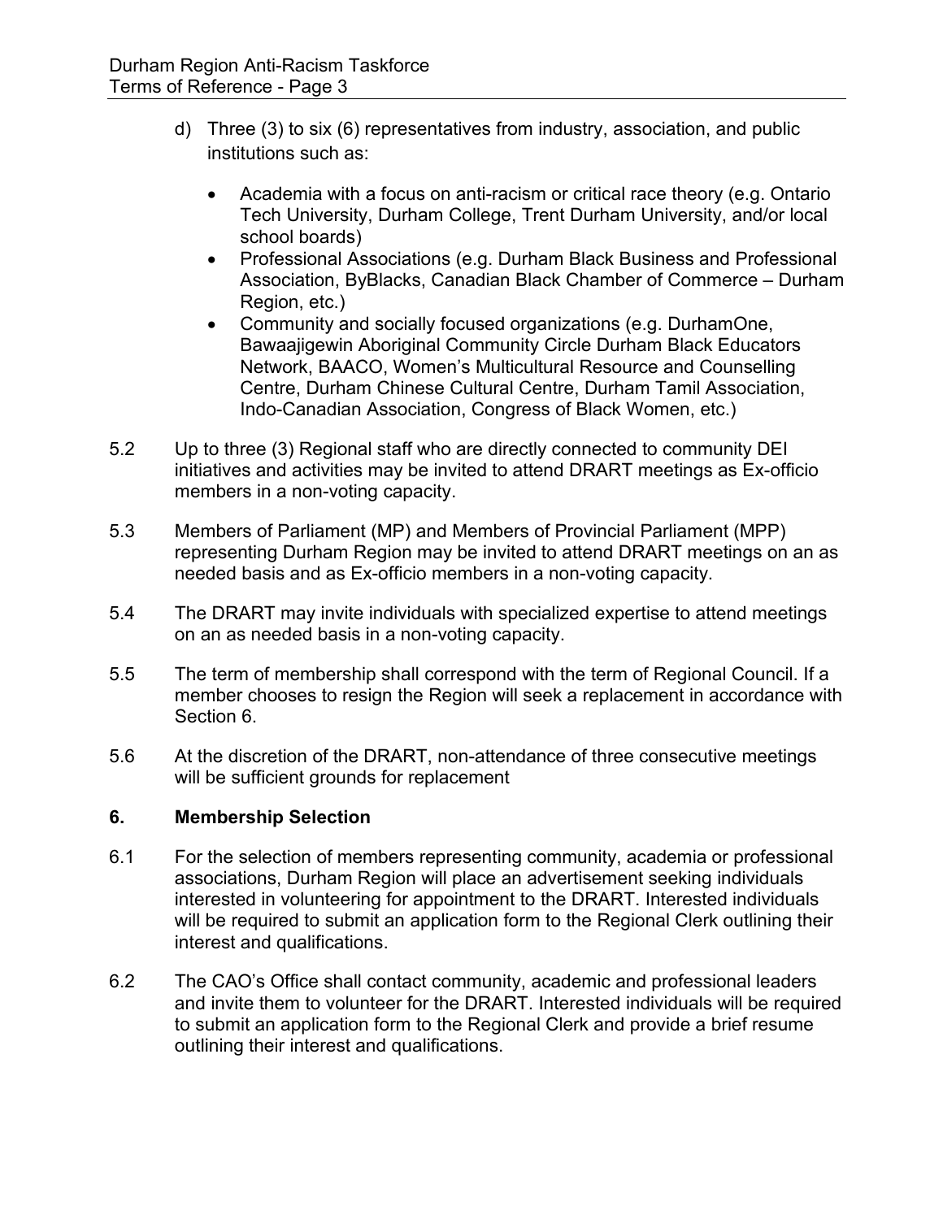d) Three (3) to six (6) representatives from industry, association, and public institutions such as:

   - Academia with a focus on anti-racism or critical race theory (e.g. Ontario Tech University, Durham College, Trent Durham University, and/or local school boards)
   - Professional Associations (e.g. Durham Black Business and Professional Association, ByBlacks, Canadian Black Chamber of Commerce – Durham Region, etc.)
   - Community and socially focused organizations (e.g. DurhamOne, Bawaajigewin Aboriginal Community Circle Durham Black Educators Network, BAACO, Women's Multicultural Resource and Counselling Centre, Durham Chinese Cultural Centre, Durham Tamil Association, Indo-Canadian Association, Congress of Black Women, etc.)

5.2 Up to three (3) Regional staff who are directly connected to community DEI initiatives and activities may be invited to attend DRART meetings as Ex-officio members in a non-voting capacity.

5.3 Members of Parliament (MP) and Members of Provincial Parliament (MPP) representing Durham Region may be invited to attend DRART meetings on an as needed basis and as Ex-officio members in a non-voting capacity.

5.4 The DRART may invite individuals with specialized expertise to attend meetings on an as needed basis in a non-voting capacity.

5.5 The term of membership shall correspond with the term of Regional Council. If a member chooses to resign the Region will seek a replacement in accordance with Section 6.

5.6 At the discretion of the DRART, non-attendance of three consecutive meetings will be sufficient grounds for replacement

## 6. Membership Selection

6.1 For the selection of members representing community, academia or professional associations, Durham Region will place an advertisement seeking individuals interested in volunteering for appointment to the DRART. Interested individuals will be required to submit an application form to the Regional Clerk outlining their interest and qualifications.

6.2 The CAO's Office shall contact community, academic and professional leaders and invite them to volunteer for the DRART. Interested individuals will be required to submit an application form to the Regional Clerk and provide a brief resume outlining their interest and qualifications.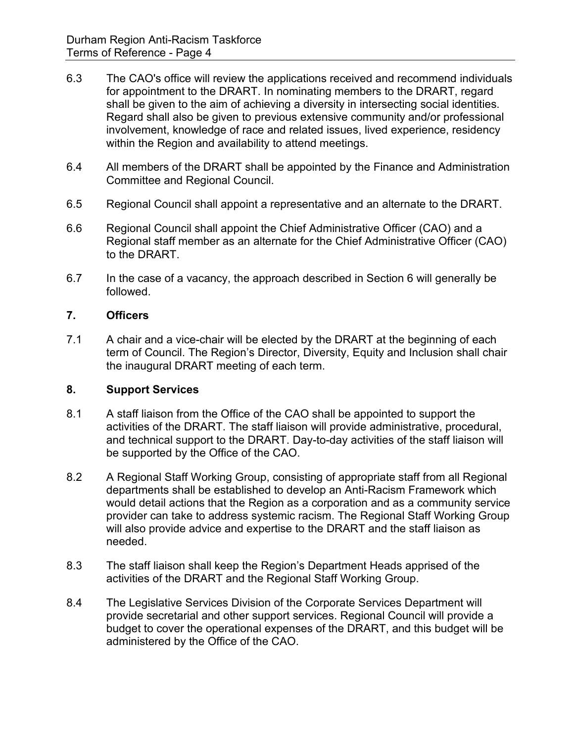6.3 The CAO's office will review the applications received and recommend individuals for appointment to the DRART. In nominating members to the DRART, regard shall be given to the aim of achieving a diversity in intersecting social identities. Regard shall also be given to previous extensive community and/or professional involvement, knowledge of race and related issues, lived experience, residency within the Region and availability to attend meetings.

6.4 All members of the DRART shall be appointed by the Finance and Administration Committee and Regional Council.

6.5 Regional Council shall appoint a representative and an alternate to the DRART.

6.6 Regional Council shall appoint the Chief Administrative Officer (CAO) and a Regional staff member as an alternate for the Chief Administrative Officer (CAO) to the DRART.

6.7 In the case of a vacancy, the approach described in Section 6 will generally be followed.

## 7. Officers

7.1 A chair and a vice-chair will be elected by the DRART at the beginning of each term of Council. The Region's Director, Diversity, Equity and Inclusion shall chair the inaugural DRART meeting of each term.

## 8. Support Services

8.1 A staff liaison from the Office of the CAO shall be appointed to support the activities of the DRART. The staff liaison will provide administrative, procedural, and technical support to the DRART. Day-to-day activities of the staff liaison will be supported by the Office of the CAO.

8.2 A Regional Staff Working Group, consisting of appropriate staff from all Regional departments shall be established to develop an Anti-Racism Framework which would detail actions that the Region as a corporation and as a community service provider can take to address systemic racism. The Regional Staff Working Group will also provide advice and expertise to the DRART and the staff liaison as needed.

8.3 The staff liaison shall keep the Region's Department Heads apprised of the activities of the DRART and the Regional Staff Working Group.

8.4 The Legislative Services Division of the Corporate Services Department will provide secretarial and other support services. Regional Council will provide a budget to cover the operational expenses of the DRART, and this budget will be administered by the Office of the CAO.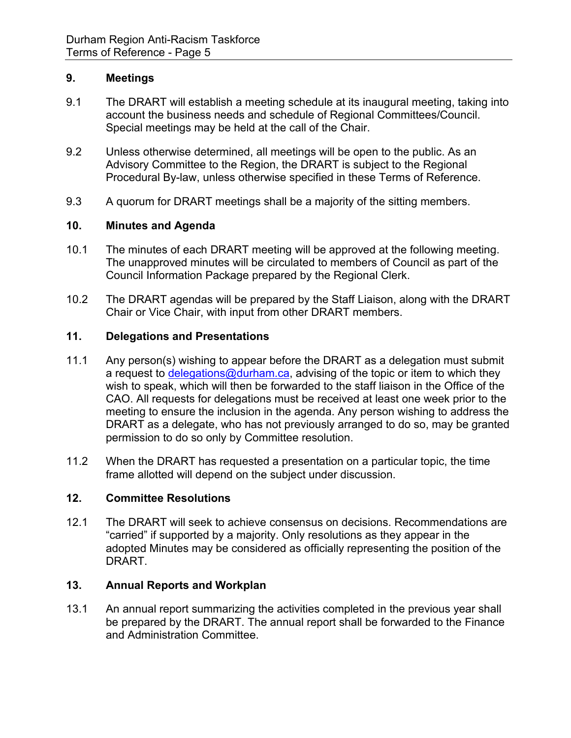## 9. Meetings

9.1 The DRART will establish a meeting schedule at its inaugural meeting, taking into account the business needs and schedule of Regional Committees/Council. Special meetings may be held at the call of the Chair.

9.2 Unless otherwise determined, all meetings will be open to the public. As an Advisory Committee to the Region, the DRART is subject to the Regional Procedural By-law, unless otherwise specified in these Terms of Reference.

9.3 A quorum for DRART meetings shall be a majority of the sitting members.

## 10. Minutes and Agenda

10.1 The minutes of each DRART meeting will be approved at the following meeting. The unapproved minutes will be circulated to members of Council as part of the Council Information Package prepared by the Regional Clerk.

10.2 The DRART agendas will be prepared by the Staff Liaison, along with the DRART Chair or Vice Chair, with input from other DRART members.

## 11. Delegations and Presentations

11.1 Any person(s) wishing to appear before the DRART as a delegation must submit a request to delegations@durham.ca, advising of the topic or item to which they wish to speak, which will then be forwarded to the staff liaison in the Office of the CAO. All requests for delegations must be received at least one week prior to the meeting to ensure the inclusion in the agenda. Any person wishing to address the DRART as a delegate, who has not previously arranged to do so, may be granted permission to do so only by Committee resolution.

11.2 When the DRART has requested a presentation on a particular topic, the time frame allotted will depend on the subject under discussion.

## 12. Committee Resolutions

12.1 The DRART will seek to achieve consensus on decisions. Recommendations are "carried" if supported by a majority. Only resolutions as they appear in the adopted Minutes may be considered as officially representing the position of the DRART.

## 13. Annual Reports and Workplan

13.1 An annual report summarizing the activities completed in the previous year shall be prepared by the DRART. The annual report shall be forwarded to the Finance and Administration Committee.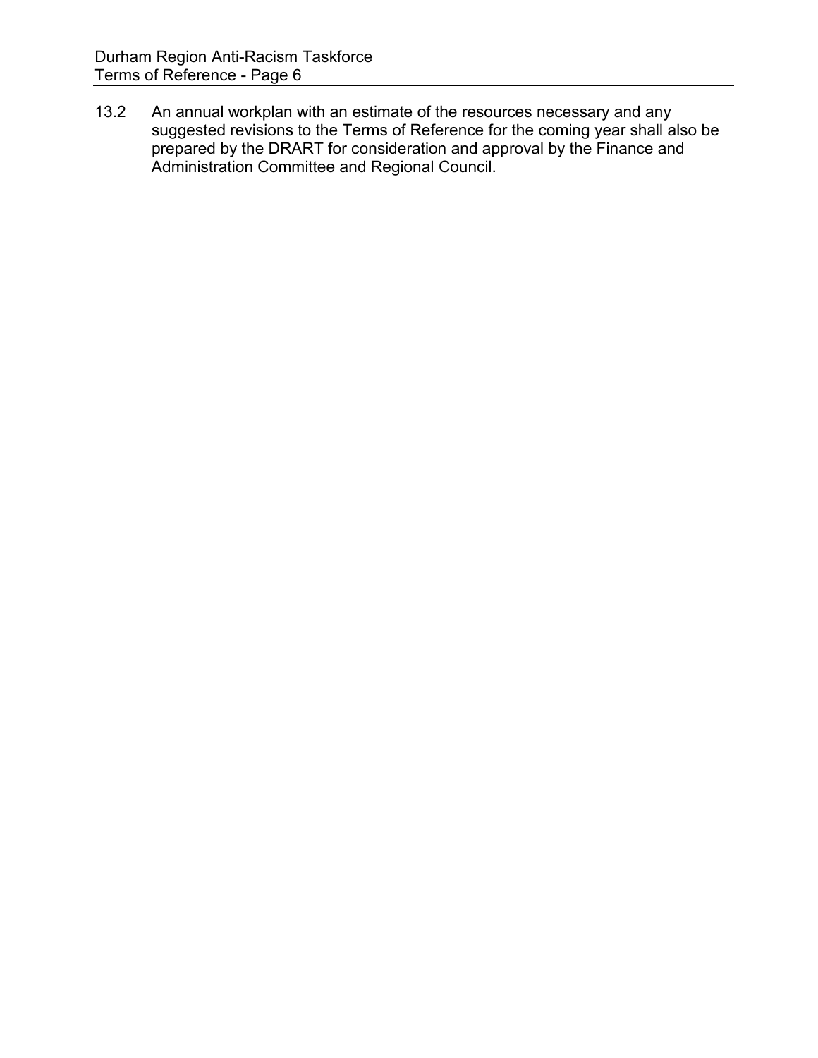13.2 An annual workplan with an estimate of the resources necessary and any suggested revisions to the Terms of Reference for the coming year shall also be prepared by the DRART for consideration and approval by the Finance and Administration Committee and Regional Council.